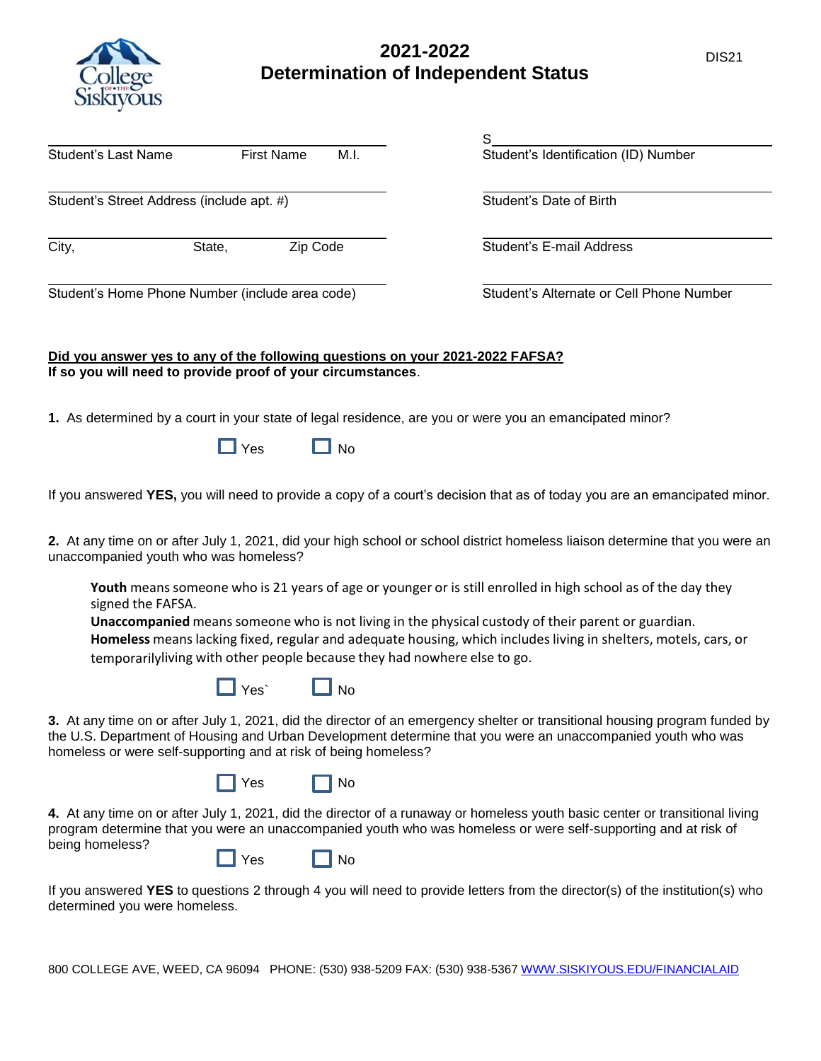# 2021-2022 Determination of Independent Status

DIS21

College of the Siskiyous

| | |
|---|---|
| Student's Last Name First Name M.I. | S<br>Student's Identification (ID) Number |
| Student's Street Address (include apt. #) | Student's Date of Birth |
| City, State, Zip Code | Student's E-mail Address |
| Student's Home Phone Number (include area code) | Student's Alternate or Cell Phone Number |

**Did you answer yes to any of the following questions on your 2021-2022 FAFSA?**
**If so you will need to provide proof of your circumstances**.

**1.** As determined by a court in your state of legal residence, are you or were you an emancipated minor?

☐ Yes ☐ No

If you answered **YES,** you will need to provide a copy of a court's decision that as of today you are an emancipated minor.

**2.** At any time on or after July 1, 2021, did your high school or school district homeless liaison determine that you were an unaccompanied youth who was homeless?

> **Youth** means someone who is 21 years of age or younger or is still enrolled in high school as of the day they signed the FAFSA.
> **Unaccompanied** means someone who is not living in the physical custody of their parent or guardian.
> **Homeless** means lacking fixed, regular and adequate housing, which includes living in shelters, motels, cars, or temporarilyliving with other people because they had nowhere else to go.

☐ Yes` ☐ No

**3.** At any time on or after July 1, 2021, did the director of an emergency shelter or transitional housing program funded by the U.S. Department of Housing and Urban Development determine that you were an unaccompanied youth who was homeless or were self-supporting and at risk of being homeless?

☐ Yes ☐ No

**4.** At any time on or after July 1, 2021, did the director of a runaway or homeless youth basic center or transitional living program determine that you were an unaccompanied youth who was homeless or were self-supporting and at risk of being homeless?

☐ Yes ☐ No

If you answered **YES** to questions 2 through 4 you will need to provide letters from the director(s) of the institution(s) who determined you were homeless.

800 COLLEGE AVE, WEED, CA 96094 PHONE: (530) 938-5209 FAX: (530) 938-5367 WWW.SISKIYOUS.EDU/FINANCIALAID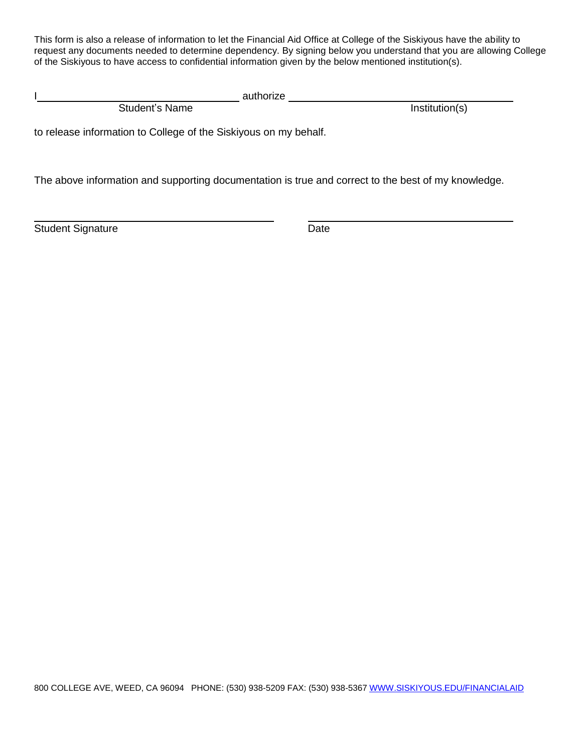This form is also a release of information to let the Financial Aid Office at College of the Siskiyous have the ability to request any documents needed to determine dependency. By signing below you understand that you are allowing College of the Siskiyous to have access to confidential information given by the below mentioned institution(s).

I \_\_\_\_\_\_\_\_\_\_\_\_\_\_\_\_\_\_\_\_\_\_\_\_\_\_\_\_\_\_\_\_ authorize \_\_\_\_\_\_\_\_\_\_\_\_\_\_\_\_\_\_\_\_\_\_\_\_\_\_\_\_\_\_\_\_\_\_\_\_

Student's Name Institution(s)

to release information to College of the Siskiyous on my behalf.

The above information and supporting documentation is true and correct to the best of my knowledge.

\_\_\_\_\_\_\_\_\_\_\_\_\_\_\_\_\_\_\_\_\_\_\_\_\_\_\_\_\_\_\_\_\_\_\_\_ \_\_\_\_\_\_\_\_\_\_\_\_\_\_\_\_\_\_\_\_\_\_\_\_\_\_\_\_\_\_\_\_

Student Signature Date

800 COLLEGE AVE, WEED, CA 96094 PHONE: (530) 938-5209 FAX: (530) 938-5367 WWW.SISKIYOUS.EDU/FINANCIALAID